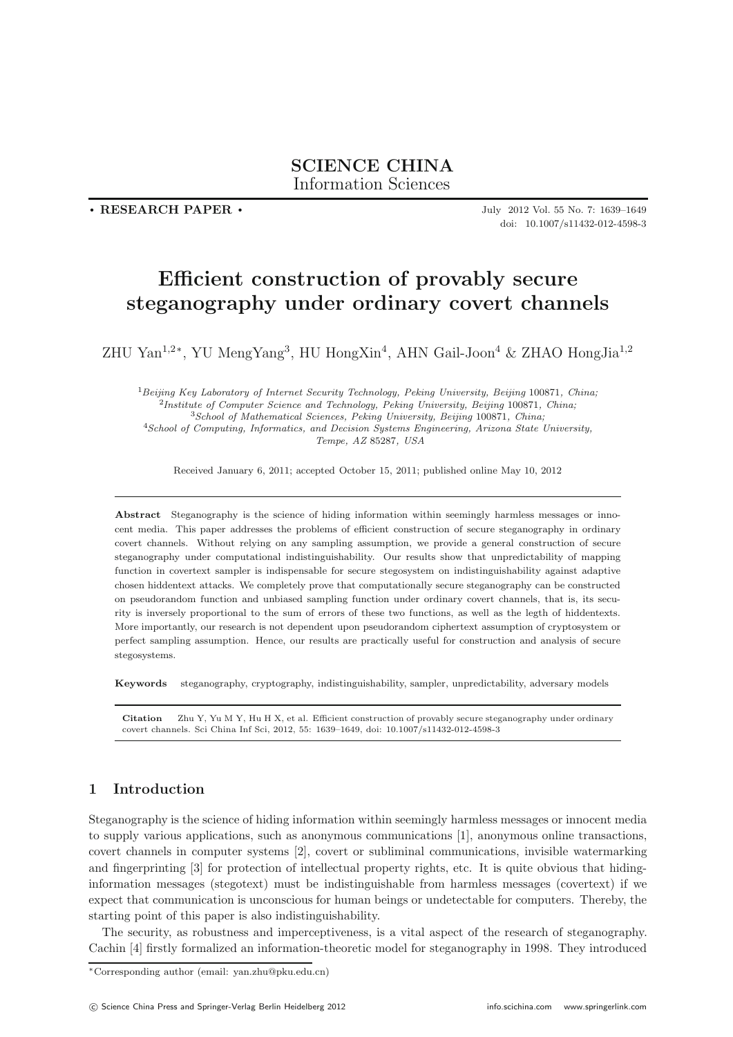SCIENCE CHINA
Information Sciences

• **RESEARCH PAPER** •

# Efficient construction of provably secure steganography under ordinary covert channels

ZHU Yan[1,2*], YU MengYang[3], HU HongXin[4], AHN Gail-Joon[4] & ZHAO HongJia[1,2]

[1] *Beijing Key Laboratory of Internet Security Technology, Peking University, Beijing* 100871*, China;*
[2] *Institute of Computer Science and Technology, Peking University, Beijing* 100871*, China;*
[3] *School of Mathematical Sciences, Peking University, Beijing* 100871*, China;*
[4] *School of Computing, Informatics, and Decision Systems Engineering, Arizona State University, Tempe, AZ* 85287*, USA*

Received January 6, 2011; accepted October 15, 2011; published online May 10, 2012

**Abstract** Steganography is the science of hiding information within seemingly harmless messages or innocent media. This paper addresses the problems of efficient construction of secure steganography in ordinary covert channels. Without relying on any sampling assumption, we provide a general construction of secure steganography under computational indistinguishability. Our results show that unpredictability of mapping function in covertext sampler is indispensable for secure stegosystem on indistinguishability against adaptive chosen hiddentext attacks. We completely prove that computationally secure steganography can be constructed on pseudorandom function and unbiased sampling function under ordinary covert channels, that is, its security is inversely proportional to the sum of errors of these two functions, as well as the legth of hiddentexts. More importantly, our research is not dependent upon pseudorandom ciphertext assumption of cryptosystem or perfect sampling assumption. Hence, our results are practically useful for construction and analysis of secure stegosystems.

**Keywords** steganography, cryptography, indistinguishability, sampler, unpredictability, adversary models

**Citation** Zhu Y, Yu M Y, Hu H X, et al. Efficient construction of provably secure steganography under ordinary covert channels. Sci China Inf Sci, 2012, 55: 1639–1649, doi: 10.1007/s11432-012-4598-3

## 1 Introduction

Steganography is the science of hiding information within seemingly harmless messages or innocent media to supply various applications, such as anonymous communications [1], anonymous online transactions, covert channels in computer systems [2], covert or subliminal communications, invisible watermarking and fingerprinting [3] for protection of intellectual property rights, etc. It is quite obvious that hiding-information messages (stegotext) must be indistinguishable from harmless messages (covertext) if we expect that communication is unconscious for human beings or undetectable for computers. Thereby, the starting point of this paper is also indistinguishability.

The security, as robustness and imperceptiveness, is a vital aspect of the research of steganography. Cachin [4] firstly formalized an information-theoretic model for steganography in 1998. They introduced

*Corresponding author (email: yan.zhu@pku.edu.cn)

© Science China Press and Springer-Verlag Berlin Heidelberg 2012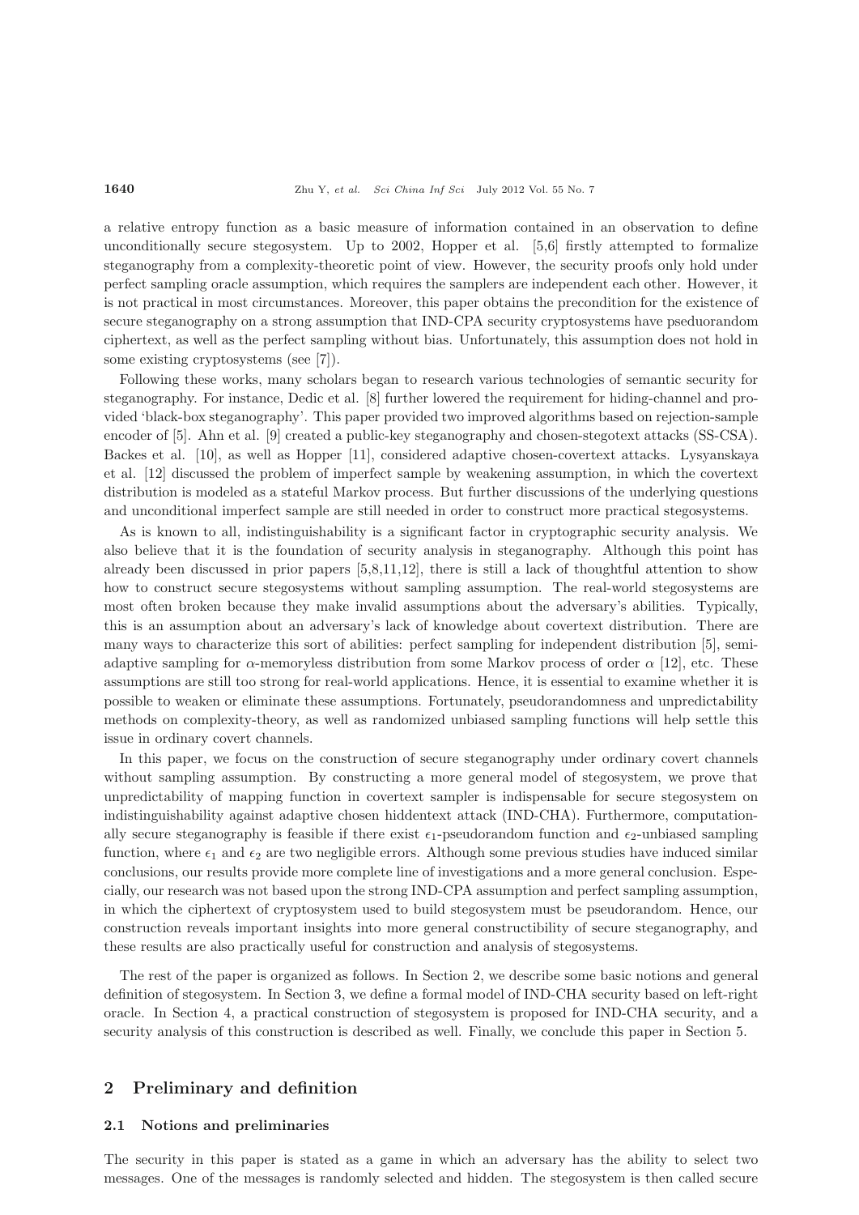a relative entropy function as a basic measure of information contained in an observation to define unconditionally secure stegosystem. Up to 2002, Hopper et al. [5,6] firstly attempted to formalize steganography from a complexity-theoretic point of view. However, the security proofs only hold under perfect sampling oracle assumption, which requires the samplers are independent each other. However, it is not practical in most circumstances. Moreover, this paper obtains the precondition for the existence of secure steganography on a strong assumption that IND-CPA security cryptosystems have pseduorandom ciphertext, as well as the perfect sampling without bias. Unfortunately, this assumption does not hold in some existing cryptosystems (see [7]).

Following these works, many scholars began to research various technologies of semantic security for steganography. For instance, Dedic et al. [8] further lowered the requirement for hiding-channel and provided 'black-box steganography'. This paper provided two improved algorithms based on rejection-sample encoder of [5]. Ahn et al. [9] created a public-key steganography and chosen-stegotext attacks (SS-CSA). Backes et al. [10], as well as Hopper [11], considered adaptive chosen-covertext attacks. Lysyanskaya et al. [12] discussed the problem of imperfect sample by weakening assumption, in which the covertext distribution is modeled as a stateful Markov process. But further discussions of the underlying questions and unconditional imperfect sample are still needed in order to construct more practical stegosystems.

As is known to all, indistinguishability is a significant factor in cryptographic security analysis. We also believe that it is the foundation of security analysis in steganography. Although this point has already been discussed in prior papers [5,8,11,12], there is still a lack of thoughtful attention to show how to construct secure stegosystems without sampling assumption. The real-world stegosystems are most often broken because they make invalid assumptions about the adversary's abilities. Typically, this is an assumption about an adversary's lack of knowledge about covertext distribution. There are many ways to characterize this sort of abilities: perfect sampling for independent distribution [5], semi-adaptive sampling for $\alpha$-memoryless distribution from some Markov process of order $\alpha$ [12], etc. These assumptions are still too strong for real-world applications. Hence, it is essential to examine whether it is possible to weaken or eliminate these assumptions. Fortunately, pseudorandomness and unpredictability methods on complexity-theory, as well as randomized unbiased sampling functions will help settle this issue in ordinary covert channels.

In this paper, we focus on the construction of secure steganography under ordinary covert channels without sampling assumption. By constructing a more general model of stegosystem, we prove that unpredictability of mapping function in covertext sampler is indispensable for secure stegosystem on indistinguishability against adaptive chosen hiddentext attack (IND-CHA). Furthermore, computationally secure steganography is feasible if there exist $\epsilon_1$-pseudorandom function and $\epsilon_2$-unbiased sampling function, where $\epsilon_1$ and $\epsilon_2$ are two negligible errors. Although some previous studies have induced similar conclusions, our results provide more complete line of investigations and a more general conclusion. Especially, our research was not based upon the strong IND-CPA assumption and perfect sampling assumption, in which the ciphertext of cryptosystem used to build stegosystem must be pseudorandom. Hence, our construction reveals important insights into more general constructibility of secure steganography, and these results are also practically useful for construction and analysis of stegosystems.

The rest of the paper is organized as follows. In Section 2, we describe some basic notions and general definition of stegosystem. In Section 3, we define a formal model of IND-CHA security based on left-right oracle. In Section 4, a practical construction of stegosystem is proposed for IND-CHA security, and a security analysis of this construction is described as well. Finally, we conclude this paper in Section 5.

## 2 Preliminary and definition

### 2.1 Notions and preliminaries

The security in this paper is stated as a game in which an adversary has the ability to select two messages. One of the messages is randomly selected and hidden. The stegosystem is then called secure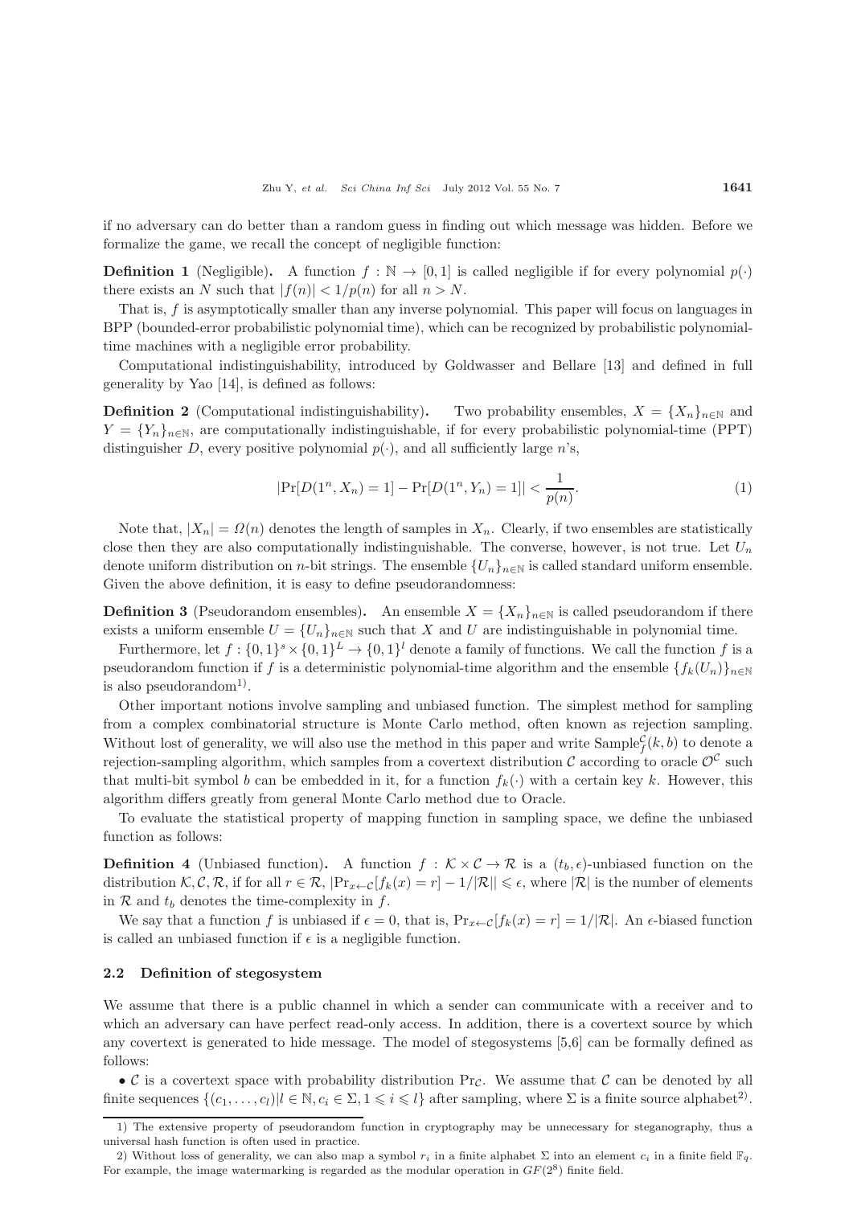if no adversary can do better than a random guess in finding out which message was hidden. Before we formalize the game, we recall the concept of negligible function:

**Definition 1** (Negligible). A function $f : \mathbb{N} \to [0, 1]$ is called negligible if for every polynomial $p(\cdot)$ there exists an $N$ such that $|f(n)| < 1/p(n)$ for all $n > N$.

That is, $f$ is asymptotically smaller than any inverse polynomial. This paper will focus on languages in BPP (bounded-error probabilistic polynomial time), which can be recognized by probabilistic polynomial-time machines with a negligible error probability.

Computational indistinguishability, introduced by Goldwasser and Bellare [13] and defined in full generality by Yao [14], is defined as follows:

**Definition 2** (Computational indistinguishability). Two probability ensembles, $X = \{X_n\}_{n\in\mathbb{N}}$ and $Y = \{Y_n\}_{n\in\mathbb{N}}$, are computationally indistinguishable, if for every probabilistic polynomial-time (PPT) distinguisher $D$, every positive polynomial $p(\cdot)$, and all sufficiently large $n$'s,

$$|\Pr[D(1^n, X_n) = 1] - \Pr[D(1^n, Y_n) = 1]| < \frac{1}{p(n)}. \tag{1}$$

Note that, $|X_n| = \Omega(n)$ denotes the length of samples in $X_n$. Clearly, if two ensembles are statistically close then they are also computationally indistinguishable. The converse, however, is not true. Let $U_n$ denote uniform distribution on $n$-bit strings. The ensemble $\{U_n\}_{n\in\mathbb{N}}$ is called standard uniform ensemble. Given the above definition, it is easy to define pseudorandomness:

**Definition 3** (Pseudorandom ensembles). An ensemble $X = \{X_n\}_{n\in\mathbb{N}}$ is called pseudorandom if there exists a uniform ensemble $U = \{U_n\}_{n\in\mathbb{N}}$ such that $X$ and $U$ are indistinguishable in polynomial time.

Furthermore, let $f : \{0, 1\}^s \times \{0, 1\}^L \to \{0, 1\}^l$ denote a family of functions. We call the function $f$ is a pseudorandom function if $f$ is a deterministic polynomial-time algorithm and the ensemble $\{f_k(U_n)\}_{n\in\mathbb{N}}$ is also pseudorandom[1)].

Other important notions involve sampling and unbiased function. The simplest method for sampling from a complex combinatorial structure is Monte Carlo method, often known as rejection sampling. Without lost of generality, we will also use the method in this paper and write $\mathrm{Sample}_f^{\mathcal{C}}(k, b)$ to denote a rejection-sampling algorithm, which samples from a covertext distribution $\mathcal{C}$ according to oracle $\mathcal{O}^{\mathcal{C}}$ such that multi-bit symbol $b$ can be embedded in it, for a function $f_k(\cdot)$ with a certain key $k$. However, this algorithm differs greatly from general Monte Carlo method due to Oracle.

To evaluate the statistical property of mapping function in sampling space, we define the unbiased function as follows:

**Definition 4** (Unbiased function). A function $f : \mathcal{K} \times \mathcal{C} \to \mathcal{R}$ is a $(t_b, \epsilon)$-unbiased function on the distribution $\mathcal{K}, \mathcal{C}, \mathcal{R}$, if for all $r \in \mathcal{R}$, $|\Pr_{x\leftarrow\mathcal{C}}[f_k(x) = r] - 1/|\mathcal{R}|| \leqslant \epsilon$, where $|\mathcal{R}|$ is the number of elements in $\mathcal{R}$ and $t_b$ denotes the time-complexity in $f$.

We say that a function $f$ is unbiased if $\epsilon = 0$, that is, $\Pr_{x\leftarrow\mathcal{C}}[f_k(x) = r] = 1/|\mathcal{R}|$. An $\epsilon$-biased function is called an unbiased function if $\epsilon$ is a negligible function.

### 2.2 Definition of stegosystem

We assume that there is a public channel in which a sender can communicate with a receiver and to which an adversary can have perfect read-only access. In addition, there is a covertext source by which any covertext is generated to hide message. The model of stegosystems [5,6] can be formally defined as follows:

• $\mathcal{C}$ is a covertext space with probability distribution $\Pr_{\mathcal{C}}$. We assume that $\mathcal{C}$ can be denoted by all finite sequences $\{(c_1, \ldots, c_l) | l \in \mathbb{N}, c_i \in \Sigma, 1 \leqslant i \leqslant l\}$ after sampling, where $\Sigma$ is a finite source alphabet[2)].

---

1) The extensive property of pseudorandom function in cryptography may be unnecessary for steganography, thus a universal hash function is often used in practice.

2) Without loss of generality, we can also map a symbol $r_i$ in a finite alphabet $\Sigma$ into an element $c_i$ in a finite field $\mathbb{F}_q$. For example, the image watermarking is regarded as the modular operation in $GF(2^8)$ finite field.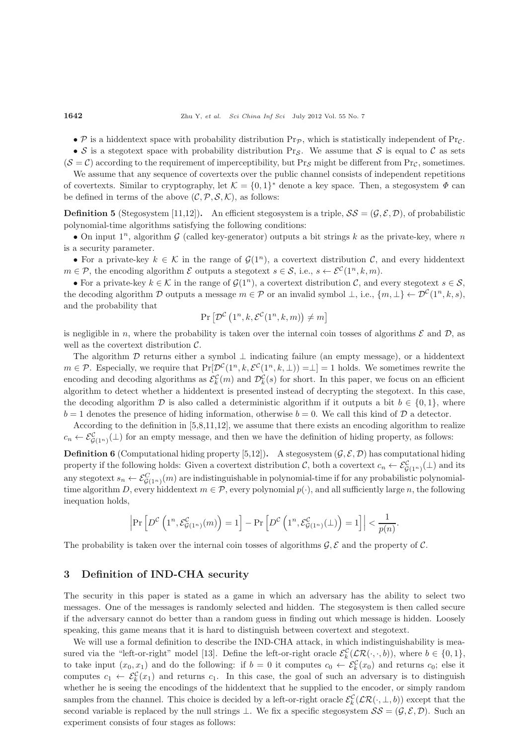- $\mathcal{P}$ is a hiddentext space with probability distribution $\Pr_{\mathcal{P}}$, which is statistically independent of $\Pr_{\mathcal{C}}$.
- $\mathcal{S}$ is a stegotext space with probability distribution $\Pr_{\mathcal{S}}$. We assume that $\mathcal{S}$ is equal to $\mathcal{C}$ as sets ($\mathcal{S} = \mathcal{C}$) according to the requirement of imperceptibility, but $\Pr_{\mathcal{S}}$ might be different from $\Pr_{\mathcal{C}}$, sometimes.

We assume that any sequence of covertexts over the public channel consists of independent repetitions of covertexts. Similar to cryptography, let $\mathcal{K} = \{0,1\}^*$ denote a key space. Then, a stegosystem $\Phi$ can be defined in terms of the above $(\mathcal{C}, \mathcal{P}, \mathcal{S}, \mathcal{K})$, as follows:

**Definition 5** (Stegosystem [11,12]). An efficient stegosystem is a triple, $\mathcal{SS} = (\mathcal{G}, \mathcal{E}, \mathcal{D})$, of probabilistic polynomial-time algorithms satisfying the following conditions:

- On input $1^n$, algorithm $\mathcal{G}$ (called key-generator) outputs a bit strings $k$ as the private-key, where $n$ is a security parameter.
- For a private-key $k \in \mathcal{K}$ in the range of $\mathcal{G}(1^n)$, a covertext distribution $\mathcal{C}$, and every hiddentext $m \in \mathcal{P}$, the encoding algorithm $\mathcal{E}$ outputs a stegotext $s \in \mathcal{S}$, i.e., $s \leftarrow \mathcal{E}^{\mathcal{C}}(1^n, k, m)$.
- For a private-key $k \in \mathcal{K}$ in the range of $\mathcal{G}(1^n)$, a covertext distribution $\mathcal{C}$, and every stegotext $s \in \mathcal{S}$, the decoding algorithm $\mathcal{D}$ outputs a message $m \in \mathcal{P}$ or an invalid symbol $\perp$, i.e., $\{m, \perp\} \leftarrow \mathcal{D}^{\mathcal{C}}(1^n, k, s)$, and the probability that

$$\Pr\left[\mathcal{D}^{\mathcal{C}}\left(1^n, k, \mathcal{E}^{\mathcal{C}}(1^n, k, m)\right) \neq m\right]$$

is negligible in $n$, where the probability is taken over the internal coin tosses of algorithms $\mathcal{E}$ and $\mathcal{D}$, as well as the covertext distribution $\mathcal{C}$.

The algorithm $\mathcal{D}$ returns either a symbol $\perp$ indicating failure (an empty message), or a hiddentext $m \in \mathcal{P}$. Especially, we require that $\Pr[\mathcal{D}^{\mathcal{C}}(1^n, k, \mathcal{E}^{\mathcal{C}}(1^n, k, \perp)) = \perp] = 1$ holds. We sometimes rewrite the encoding and decoding algorithms as $\mathcal{E}_k^{\mathcal{C}}(m)$ and $\mathcal{D}_k^{\mathcal{C}}(s)$ for short. In this paper, we focus on an efficient algorithm to detect whether a hiddentext is presented instead of decrypting the stegotext. In this case, the decoding algorithm $\mathcal{D}$ is also called a deterministic algorithm if it outputs a bit $b \in \{0,1\}$, where $b = 1$ denotes the presence of hiding information, otherwise $b = 0$. We call this kind of $\mathcal{D}$ a detector.

According to the definition in [5,8,11,12], we assume that there exists an encoding algorithm to realize $c_n \leftarrow \mathcal{E}^{\mathcal{C}}_{\mathcal{G}(1^n)}(\perp)$ for an empty message, and then we have the definition of hiding property, as follows:

**Definition 6** (Computational hiding property [5,12]). A stegosystem $(\mathcal{G}, \mathcal{E}, \mathcal{D})$ has computational hiding property if the following holds: Given a covertext distribution $\mathcal{C}$, both a covertext $c_n \leftarrow \mathcal{E}^{\mathcal{C}}_{\mathcal{G}(1^n)}(\perp)$ and its any stegotext $s_n \leftarrow \mathcal{E}^{\mathcal{C}}_{\mathcal{G}(1^n)}(m)$ are indistinguishable in polynomial-time if for any probabilistic polynomial-time algorithm $D$, every hiddentext $m \in \mathcal{P}$, every polynomial $p(\cdot)$, and all sufficiently large $n$, the following inequation holds,

$$\left|\Pr\left[D^{\mathcal{C}}\left(1^n, \mathcal{E}^{\mathcal{C}}_{\mathcal{G}(1^n)}(m)\right) = 1\right] - \Pr\left[D^{\mathcal{C}}\left(1^n, \mathcal{E}^{\mathcal{C}}_{\mathcal{G}(1^n)}(\perp)\right) = 1\right]\right| < \frac{1}{p(n)}.$$

The probability is taken over the internal coin tosses of algorithms $\mathcal{G}, \mathcal{E}$ and the property of $\mathcal{C}$.

## 3 Definition of IND-CHA security

The security in this paper is stated as a game in which an adversary has the ability to select two messages. One of the messages is randomly selected and hidden. The stegosystem is then called secure if the adversary cannot do better than a random guess in finding out which message is hidden. Loosely speaking, this game means that it is hard to distinguish between covertext and stegotext.

We will use a formal definition to describe the IND-CHA attack, in which indistinguishability is measured via the "left-or-right" model [13]. Define the left-or-right oracle $\mathcal{E}_k^{\mathcal{C}}(\mathcal{LR}(\cdot,\cdot,b))$, where $b \in \{0,1\}$, to take input $(x_0, x_1)$ and do the following: if $b = 0$ it computes $c_0 \leftarrow \mathcal{E}_k^{\mathcal{C}}(x_0)$ and returns $c_0$; else it computes $c_1 \leftarrow \mathcal{E}_k^{\mathcal{C}}(x_1)$ and returns $c_1$. In this case, the goal of such an adversary is to distinguish whether he is seeing the encodings of the hiddentext that he supplied to the encoder, or simply random samples from the channel. This choice is decided by a left-or-right oracle $\mathcal{E}_k^{\mathcal{C}}(\mathcal{LR}(\cdot, \perp, b))$ except that the second variable is replaced by the null strings $\perp$. We fix a specific stegosystem $\mathcal{SS} = (\mathcal{G}, \mathcal{E}, \mathcal{D})$. Such an experiment consists of four stages as follows: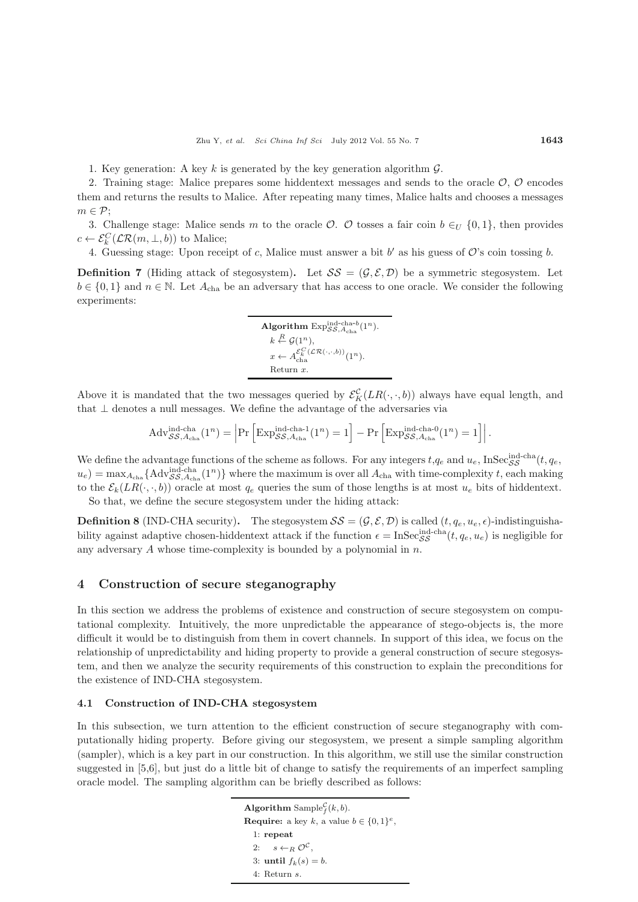1. Key generation: A key $k$ is generated by the key generation algorithm $\mathcal{G}$.

2. Training stage: Malice prepares some hiddentext messages and sends to the oracle $\mathcal{O}$, $\mathcal{O}$ encodes them and returns the results to Malice. After repeating many times, Malice halts and chooses a messages $m \in \mathcal{P}$;

3. Challenge stage: Malice sends $m$ to the oracle $\mathcal{O}$. $\mathcal{O}$ tosses a fair coin $b \in_U \{0,1\}$, then provides $c \leftarrow \mathcal{E}_k^{\mathcal{C}}(\mathcal{LR}(m, \perp, b))$ to Malice;

4. Guessing stage: Upon receipt of $c$, Malice must answer a bit $b'$ as his guess of $\mathcal{O}$'s coin tossing $b$.

**Definition 7** (Hiding attack of stegosystem)**.** Let $\mathcal{SS} = (\mathcal{G}, \mathcal{E}, \mathcal{D})$ be a symmetric stegosystem. Let $b \in \{0,1\}$ and $n \in \mathbb{N}$. Let $A_{\text{cha}}$ be an adversary that has access to one oracle. We consider the following experiments:

```
Algorithm Exp^{ind-cha-b}_{SS,A_cha}(1^n).
  k <-R- G(1^n),
  x <- A_cha^{E_k^C(LR(·,·,b))}(1^n).
  Return x.
```

Above it is mandated that the two messages queried by $\mathcal{E}_K^{\mathcal{C}}(LR(\cdot,\cdot,b))$ always have equal length, and that $\perp$ denotes a null messages. We define the advantage of the adversaries via

$$\text{Adv}^{\text{ind-cha}}_{\mathcal{SS},A_{\text{cha}}}(1^n) = \left|\Pr\left[\text{Exp}^{\text{ind-cha-1}}_{\mathcal{SS},A_{\text{cha}}}(1^n) = 1\right] - \Pr\left[\text{Exp}^{\text{ind-cha-0}}_{\mathcal{SS},A_{\text{cha}}}(1^n) = 1\right]\right|.$$

We define the advantage functions of the scheme as follows. For any integers $t$,$q_e$ and $u_e$, $\text{InSec}^{\text{ind-cha}}_{\mathcal{SS}}(t, q_e, u_e) = \max_{A_{\text{cha}}}\{\text{Adv}^{\text{ind-cha}}_{\mathcal{SS},A_{\text{cha}}}(1^n)\}$ where the maximum is over all $A_{\text{cha}}$ with time-complexity $t$, each making to the $\mathcal{E}_k(LR(\cdot,\cdot,b))$ oracle at most $q_e$ queries the sum of those lengths is at most $u_e$ bits of hiddentext.

So that, we define the secure stegosystem under the hiding attack:

**Definition 8** (IND-CHA security)**.** The stegosystem $\mathcal{SS} = (\mathcal{G}, \mathcal{E}, \mathcal{D})$ is called $(t, q_e, u_e, \epsilon)$-indistinguishability against adaptive chosen-hiddentext attack if the function $\epsilon = \text{InSec}^{\text{ind-cha}}_{\mathcal{SS}}(t, q_e, u_e)$ is negligible for any adversary $A$ whose time-complexity is bounded by a polynomial in $n$.

## 4 Construction of secure steganography

In this section we address the problems of existence and construction of secure stegosystem on computational complexity. Intuitively, the more unpredictable the appearance of stego-objects is, the more difficult it would be to distinguish from them in covert channels. In support of this idea, we focus on the relationship of unpredictability and hiding property to provide a general construction of secure stegosystem, and then we analyze the security requirements of this construction to explain the preconditions for the existence of IND-CHA stegosystem.

### 4.1 Construction of IND-CHA stegosystem

In this subsection, we turn attention to the efficient construction of secure steganography with computationally hiding property. Before giving our stegosystem, we present a simple sampling algorithm (sampler), which is a key part in our construction. In this algorithm, we still use the similar construction suggested in [5,6], but just do a little bit of change to satisfy the requirements of an imperfect sampling oracle model. The sampling algorithm can be briefly described as follows:

```
Algorithm Sample_f^C(k, b).
Require: a key k, a value b ∈ {0,1}^e,
  1: repeat
  2:   s <-R O^C,
  3: until f_k(s) = b.
  4: Return s.
```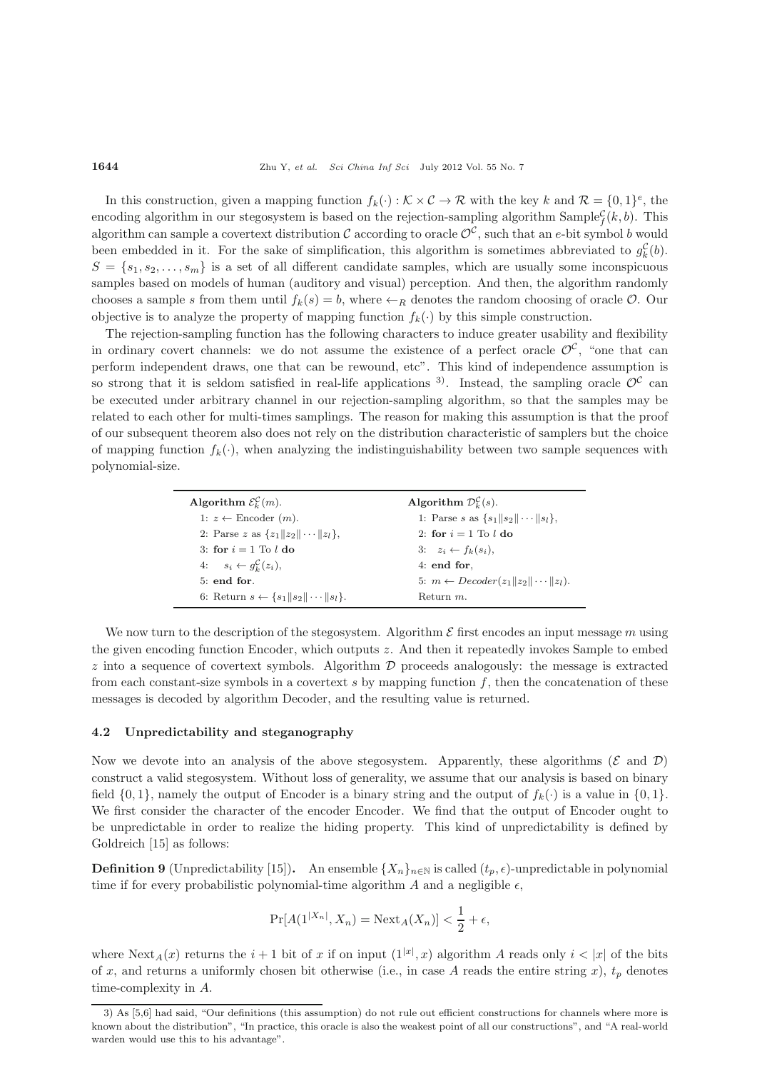In this construction, given a mapping function $f_k(\cdot) : \mathcal{K} \times \mathcal{C} \to \mathcal{R}$ with the key $k$ and $\mathcal{R} = \{0,1\}^e$, the encoding algorithm in our stegosystem is based on the rejection-sampling algorithm $\text{Sample}_f^{\mathcal{C}}(k, b)$. This algorithm can sample a covertext distribution $\mathcal{C}$ according to oracle $\mathcal{O}^{\mathcal{C}}$, such that an $e$-bit symbol $b$ would been embedded in it. For the sake of simplification, this algorithm is sometimes abbreviated to $g_k^{\mathcal{C}}(b)$. $S = \{s_1, s_2, \ldots, s_m\}$ is a set of all different candidate samples, which are usually some inconspicuous samples based on models of human (auditory and visual) perception. And then, the algorithm randomly chooses a sample $s$ from them until $f_k(s) = b$, where $\leftarrow_R$ denotes the random choosing of oracle $\mathcal{O}$. Our objective is to analyze the property of mapping function $f_k(\cdot)$ by this simple construction.

The rejection-sampling function has the following characters to induce greater usability and flexibility in ordinary covert channels: we do not assume the existence of a perfect oracle $\mathcal{O}^{\mathcal{C}}$, "one that can perform independent draws, one that can be rewound, etc". This kind of independence assumption is so strong that it is seldom satisfied in real-life applications [3]. Instead, the sampling oracle $\mathcal{O}^{\mathcal{C}}$ can be executed under arbitrary channel in our rejection-sampling algorithm, so that the samples may be related to each other for multi-times samplings. The reason for making this assumption is that the proof of our subsequent theorem also does not rely on the distribution characteristic of samplers but the choice of mapping function $f_k(\cdot)$, when analyzing the indistinguishability between two sample sequences with polynomial-size.

| **Algorithm** $\mathcal{E}_k^{\mathcal{C}}(m)$. | **Algorithm** $\mathcal{D}_k^{\mathcal{C}}(s)$. |
|---|---|
| 1: $z \leftarrow$ Encoder $(m)$. | 1: Parse $s$ as $\{s_1 \| s_2 \| \cdots \| s_l\}$, |
| 2: Parse $z$ as $\{z_1 \| z_2 \| \cdots \| z_l\}$, | 2: **for** $i = 1$ To $l$ **do** |
| 3: **for** $i = 1$ To $l$ **do** | 3: $z_i \leftarrow f_k(s_i)$, |
| 4: $s_i \leftarrow g_k^{\mathcal{C}}(z_i)$, | 4: **end for**, |
| 5: **end for**. | 5: $m \leftarrow Decoder(z_1 \| z_2 \| \cdots \| z_l)$. |
| 6: Return $s \leftarrow \{s_1 \| s_2 \| \cdots \| s_l\}$. | Return $m$. |

We now turn to the description of the stegosystem. Algorithm $\mathcal{E}$ first encodes an input message $m$ using the given encoding function Encoder, which outputs $z$. And then it repeatedly invokes Sample to embed $z$ into a sequence of covertext symbols. Algorithm $\mathcal{D}$ proceeds analogously: the message is extracted from each constant-size symbols in a covertext $s$ by mapping function $f$, then the concatenation of these messages is decoded by algorithm Decoder, and the resulting value is returned.

### 4.2 Unpredictability and steganography

Now we devote into an analysis of the above stegosystem. Apparently, these algorithms ($\mathcal{E}$ and $\mathcal{D}$) construct a valid stegosystem. Without loss of generality, we assume that our analysis is based on binary field $\{0,1\}$, namely the output of Encoder is a binary string and the output of $f_k(\cdot)$ is a value in $\{0,1\}$. We first consider the character of the encoder Encoder. We find that the output of Encoder ought to be unpredictable in order to realize the hiding property. This kind of unpredictability is defined by Goldreich [15] as follows:

**Definition 9** (Unpredictability [15]). An ensemble $\{X_n\}_{n\in\mathbb{N}}$ is called $(t_p, \epsilon)$-unpredictable in polynomial time if for every probabilistic polynomial-time algorithm $A$ and a negligible $\epsilon$,

$$\Pr[A(1^{|X_n|}, X_n) = \text{Next}_A(X_n)] < \frac{1}{2} + \epsilon,$$

where $\text{Next}_A(x)$ returns the $i+1$ bit of $x$ if on input $(1^{|x|}, x)$ algorithm $A$ reads only $i < |x|$ of the bits of $x$, and returns a uniformly chosen bit otherwise (i.e., in case $A$ reads the entire string $x$), $t_p$ denotes time-complexity in $A$.

---

3) As [5,6] had said, "Our definitions (this assumption) do not rule out efficient constructions for channels where more is known about the distribution", "In practice, this oracle is also the weakest point of all our constructions", and "A real-world warden would use this to his advantage".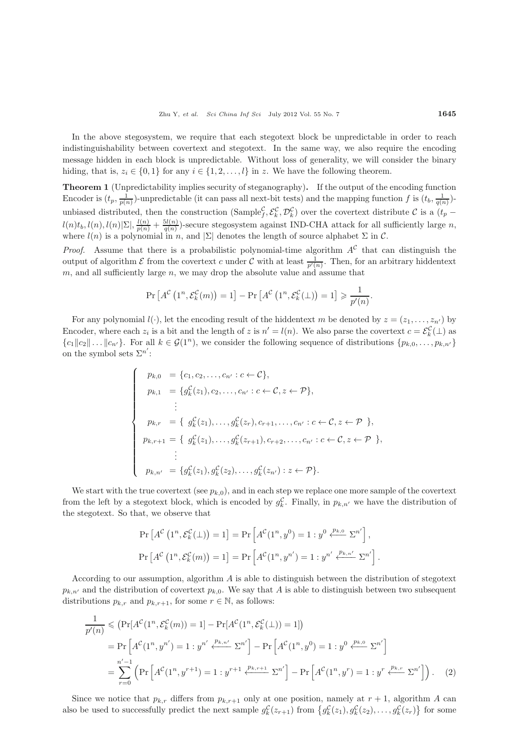In the above stegosystem, we require that each stegotext block be unpredictable in order to reach indistinguishability between covertext and stegotext. In the same way, we also require the encoding message hidden in each block is unpredictable. Without loss of generality, we will consider the binary hiding, that is, $z_i \in \{0, 1\}$ for any $i \in \{1, 2, \ldots, l\}$ in $z$. We have the following theorem.

**Theorem 1** (Unpredictability implies security of steganography)**.** If the output of the encoding function Encoder is $(t_p, \frac{1}{p(n)})$-unpredictable (it can pass all next-bit tests) and the mapping function $f$ is $(t_b, \frac{1}{q(n)})$-unbiased distributed, then the construction $(\text{Sample}_f^{\mathcal{C}}, \mathcal{E}_k^{\mathcal{C}}, \mathcal{D}_k^{\mathcal{C}})$ over the covertext distribute $\mathcal{C}$ is a $(t_p - l(n)t_b, l(n), l(n)|\Sigma|, \frac{l(n)}{p(n)} + \frac{5l(n)}{q(n)})$-secure stegosystem against IND-CHA attack for all sufficiently large $n$, where $l(n)$ is a polynomial in $n$, and $|\Sigma|$ denotes the length of source alphabet $\Sigma$ in $\mathcal{C}$.

*Proof.* Assume that there is a probabilistic polynomial-time algorithm $A^{\mathcal{C}}$ that can distinguish the output of algorithm $\mathcal{E}$ from the covertext $c$ under $\mathcal{C}$ with at least $\frac{1}{p'(n)}$. Then, for an arbitrary hiddentext $m$, and all sufficiently large $n$, we may drop the absolute value and assume that

$$\Pr\left[A^{\mathcal{C}}\left(1^n, \mathcal{E}_k^{\mathcal{C}}(m)\right) = 1\right] - \Pr\left[A^{\mathcal{C}}\left(1^n, \mathcal{E}_k^{\mathcal{C}}(\perp)\right) = 1\right] \geqslant \frac{1}{p'(n)}.$$

For any polynomial $l(\cdot)$, let the encoding result of the hiddentext $m$ be denoted by $z = (z_1, \ldots, z_{n'})$ by Encoder, where each $z_i$ is a bit and the length of $z$ is $n' = l(n)$. We also parse the covertext $c = \mathcal{E}_k^{\mathcal{C}}(\perp)$ as $\{c_1 \| c_2 \| \ldots \| c_{n'}\}$. For all $k \in \mathcal{G}(1^n)$, we consider the following sequence of distributions $\{p_{k,0}, \ldots, p_{k,n'}\}$ on the symbol sets $\Sigma^{n'}$:

$$\begin{cases} p_{k,0} &= \{c_1, c_2, \ldots, c_{n'} : c \leftarrow \mathcal{C}\}, \\ p_{k,1} &= \{g_k^{\mathcal{C}}(z_1), c_2, \ldots, c_{n'} : c \leftarrow \mathcal{C}, z \leftarrow \mathcal{P}\}, \\ &\vdots \\ p_{k,r} &= \{\ g_k^{\mathcal{C}}(z_1), \ldots, g_k^{\mathcal{C}}(z_r), c_{r+1}, \ldots, c_{n'} : c \leftarrow \mathcal{C}, z \leftarrow \mathcal{P}\ \}, \\ p_{k,r+1} &= \{\ g_k^{\mathcal{C}}(z_1), \ldots, g_k^{\mathcal{C}}(z_{r+1}), c_{r+2}, \ldots, c_{n'} : c \leftarrow \mathcal{C}, z \leftarrow \mathcal{P}\ \}, \\ &\vdots \\ p_{k,n'} &= \{g_k^{\mathcal{C}}(z_1), g_k^{\mathcal{C}}(z_2), \ldots, g_k^{\mathcal{C}}(z_{n'}) : z \leftarrow \mathcal{P}\}. \end{cases}$$

We start with the true covertext (see $p_{k,0}$), and in each step we replace one more sample of the covertext from the left by a stegotext block, which is encoded by $g_k^{\mathcal{C}}$. Finally, in $p_{k,n'}$ we have the distribution of the stegotext. So that, we observe that

$$\Pr\left[A^{\mathcal{C}}\left(1^n, \mathcal{E}_k^{\mathcal{C}}(\perp)\right) = 1\right] = \Pr\left[A^{\mathcal{C}}(1^n, y^0) = 1 : y^0 \xleftarrow{p_{k,0}} \Sigma^{n'}\right],$$
$$\Pr\left[A^{\mathcal{C}}\left(1^n, \mathcal{E}_k^{\mathcal{C}}(m)\right) = 1\right] = \Pr\left[A^{\mathcal{C}}(1^n, y^{n'}) = 1 : y^{n'} \xleftarrow{p_{k,n'}} \Sigma^{n'}\right].$$

According to our assumption, algorithm $A$ is able to distinguish between the distribution of stegotext $p_{k,n'}$ and the distribution of covertext $p_{k,0}$. We say that $A$ is able to distinguish between two subsequent distributions $p_{k,r}$ and $p_{k,r+1}$, for some $r \in \mathbb{N}$, as follows:

$$\begin{aligned} \frac{1}{p'(n)} &\leqslant \left(\Pr[A^{\mathcal{C}}(1^n, \mathcal{E}_k^{\mathcal{C}}(m)) = 1] - \Pr[A^{\mathcal{C}}(1^n, \mathcal{E}_k^{\mathcal{C}}(\perp)) = 1]\right) \\ &= \Pr\left[A^{\mathcal{C}}(1^n, y^{n'}) = 1 : y^{n'} \xleftarrow{p_{k,n'}} \Sigma^{n'}\right] - \Pr\left[A^{\mathcal{C}}(1^n, y^0) = 1 : y^0 \xleftarrow{p_{k,0}} \Sigma^{n'}\right] \\ &= \sum_{r=0}^{n'-1} \left(\Pr\left[A^{\mathcal{C}}(1^n, y^{r+1}) = 1 : y^{r+1} \xleftarrow{p_{k,r+1}} \Sigma^{n'}\right] - \Pr\left[A^{\mathcal{C}}(1^n, y^r) = 1 : y^r \xleftarrow{p_{k,r}} \Sigma^{n'}\right]\right). \quad (2) \end{aligned}$$

Since we notice that $p_{k,r}$ differs from $p_{k,r+1}$ only at one position, namely at $r+1$, algorithm $A$ can also be used to successfully predict the next sample $g_k^{\mathcal{C}}(z_{r+1})$ from $\{g_k^{\mathcal{C}}(z_1), g_k^{\mathcal{C}}(z_2), \ldots, g_k^{\mathcal{C}}(z_r)\}$ for some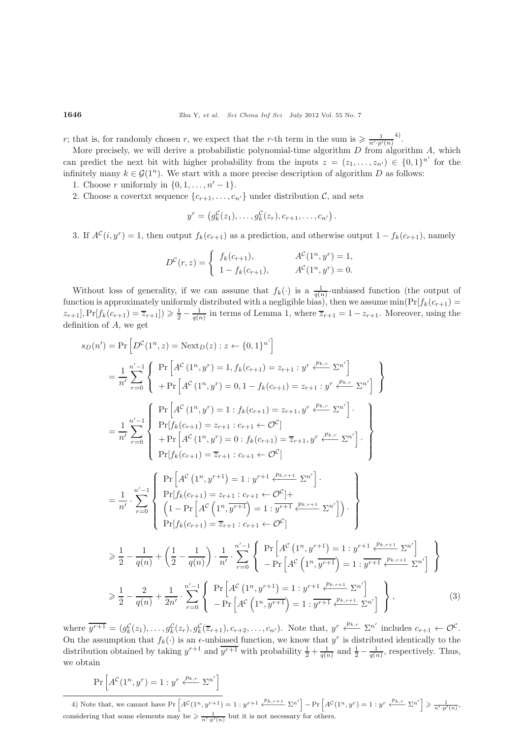$r$; that is, for randomly chosen $r$, we expect that the $r$-th term in the sum is $\geqslant \frac{1}{n' \cdot p'(n)}$ [4].

More precisely, we will derive a probabilistic polynomial-time algorithm $D$ from algorithm $A$, which can predict the next bit with higher probability from the inputs $z = (z_1, \ldots, z_{n'}) \in \{0,1\}^{n'}$ for the infinitely many $k \in \mathcal{G}(1^n)$. We start with a more precise description of algorithm $D$ as follows:

1. Choose $r$ uniformly in $\{0, 1, \ldots, n' - 1\}$.
2. Choose a covertxt sequence $\{c_{r+1}, \ldots, c_{n'}\}$ under distribution $\mathcal{C}$, and sets

$$y^r = \left(g_k^{\mathcal{C}}(z_1), \ldots, g_k^{\mathcal{C}}(z_r), c_{r+1}, \ldots, c_{n'}\right).$$

3. If $A^{\mathcal{C}}(i, y^r) = 1$, then output $f_k(c_{r+1})$ as a prediction, and otherwise output $1 - f_k(c_{r+1})$, namely

$$D^{\mathcal{C}}(r, z) = \begin{cases} f_k(c_{r+1}), & A^{\mathcal{C}}(1^n, y^r) = 1, \\ 1 - f_k(c_{r+1}), & A^{\mathcal{C}}(1^n, y^r) = 0. \end{cases}$$

Without loss of generality, if we can assume that $f_k(\cdot)$ is a $\frac{1}{q(n)}$-unbiased function (the output of function is approximately uniformly distributed with a negligible bias), then we assume $\min(\Pr[f_k(c_{r+1}) = z_{r+1}], \Pr[f_k(c_{r+1}) = \overline{z}_{r+1}]) \geqslant \frac{1}{2} - \frac{1}{q(n)}$ in terms of Lemma 1, where $\overline{z}_{r+1} = 1 - z_{r+1}$. Moreover, using the definition of $A$, we get

$$\begin{aligned}
s_D(n') &= \Pr\left[D^{\mathcal{C}}(1^n, z) = \mathrm{Next}_D(z) : z \leftarrow \{0,1\}^{n'}\right] \\
&= \frac{1}{n'} \sum_{r=0}^{n'-1} \left\{ \begin{array}{l} \Pr\left[A^{\mathcal{C}}\left(1^n, y^r\right) = 1, f_k(c_{r+1}) = z_{r+1} : y^r \xleftarrow{p_{k,r}} \Sigma^{n'}\right] \\ + \Pr\left[A^{\mathcal{C}}\left(1^n, y^r\right) = 0, 1 - f_k(c_{r+1}) = z_{r+1} : y^r \xleftarrow{p_{k,r}} \Sigma^{n'}\right] \end{array} \right\} \\
&= \frac{1}{n'} \sum_{r=0}^{n'-1} \left\{ \begin{array}{l} \Pr\left[A^{\mathcal{C}}\left(1^n, y^r\right) = 1 : f_k(c_{r+1}) = z_{r+1}, y^r \xleftarrow{p_{k,r}} \Sigma^{n'}\right] \cdot \\ \Pr[f_k(c_{r+1}) = z_{r+1} : c_{r+1} \leftarrow \mathcal{O}^{\mathcal{C}}] \\ + \Pr\left[A^{\mathcal{C}}\left(1^n, y^r\right) = 0 : f_k(c_{r+1}) = \overline{z}_{r+1}, y^r \xleftarrow{p_{k,r}} \Sigma^{n'}\right] \cdot \\ \Pr[f_k(c_{r+1}) = \overline{z}_{r+1} : c_{r+1} \leftarrow \mathcal{O}^{\mathcal{C}}] \end{array} \right\} \\
&= \frac{1}{n'} \cdot \sum_{r=0}^{n'-1} \left\{ \begin{array}{l} \Pr\left[A^{\mathcal{C}}\left(1^n, y^{r+1}\right) = 1 : y^{r+1} \xleftarrow{p_{k,r+1}} \Sigma^{n'}\right] \cdot \\ \Pr[f_k(c_{r+1}) = z_{r+1} : c_{r+1} \leftarrow \mathcal{O}^{\mathcal{C}}] + \\ \left(1 - \Pr\left[A^{\mathcal{C}}\left(1^n, \overline{y^{r+1}}\right) = 1 : \overline{y^{r+1}} \xleftarrow{p_{k,r+1}} \Sigma^{n'}\right]\right) \cdot \\ \Pr[f_k(c_{r+1}) = \overline{z}_{r+1} : c_{r+1} \leftarrow \mathcal{O}^{\mathcal{C}}] \end{array} \right\} \\
&\geqslant \frac{1}{2} - \frac{1}{q(n)} + \left(\frac{1}{2} - \frac{1}{q(n)}\right) \cdot \frac{1}{n'} \cdot \sum_{r=0}^{n'-1} \left\{ \begin{array}{l} \Pr\left[A^{\mathcal{C}}\left(1^n, y^{r+1}\right) = 1 : y^{r+1} \xleftarrow{p_{k,r+1}} \Sigma^{n'}\right] \\ - \Pr\left[A^{\mathcal{C}}\left(1^n, \overline{y^{r+1}}\right) = 1 : \overline{y^{r+1}} \xleftarrow{p_{k,r+1}} \Sigma^{n'}\right] \end{array} \right\} \\
&\geqslant \frac{1}{2} - \frac{2}{q(n)} + \frac{1}{2n'} \cdot \sum_{r=0}^{n'-1} \left\{ \begin{array}{l} \Pr\left[A^{\mathcal{C}}\left(1^n, y^{r+1}\right) = 1 : y^{r+1} \xleftarrow{p_{k,r+1}} \Sigma^{n'}\right] \\ - \Pr\left[A^{\mathcal{C}}\left(1^n, \overline{y^{r+1}}\right) = 1 : \overline{y^{r+1}} \xleftarrow{p_{k,r+1}} \Sigma^{n'}\right] \end{array} \right\},
\end{aligned} \tag{3}$$

where $\overline{y^{r+1}} = (g_k^{\mathcal{C}}(z_1), \ldots, g_k^{\mathcal{C}}(z_r), g_k^{\mathcal{C}}(\overline{z}_{r+1}), c_{r+2}, \ldots, c_{n'})$. Note that, $y^r \xleftarrow{p_{k,r}} \Sigma^{n'}$ includes $c_{r+1} \leftarrow \mathcal{O}^{\mathcal{C}}$. On the assumption that $f_k(\cdot)$ is an $\epsilon$-unbiased function, we know that $y^r$ is distributed identically to the distribution obtained by taking $y^{r+1}$ and $\overline{y^{r+1}}$ with probability $\frac{1}{2} + \frac{1}{q(n)}$ and $\frac{1}{2} - \frac{1}{q(n)}$, respectively. Thus, we obtain

$$\Pr\left[A^{\mathcal{C}}(1^n, y^r) = 1 : y^r \xleftarrow{p_{k,r}} \Sigma^{n'}\right]$$

4) Note that, we cannot have $\Pr\left[A^{\mathcal{C}}(1^n, y^{r+1}) = 1 : y^{r+1} \xleftarrow{p_{k,r+1}} \Sigma^{n'}\right] - \Pr\left[A^{\mathcal{C}}(1^n, y^r) = 1 : y^r \xleftarrow{p_{k,r}} \Sigma^{n'}\right] \geqslant \frac{1}{n' \cdot p'(n)}$, considering that some elements may be $\geqslant \frac{1}{n' \cdot p'(n)}$ but it is not necessary for others.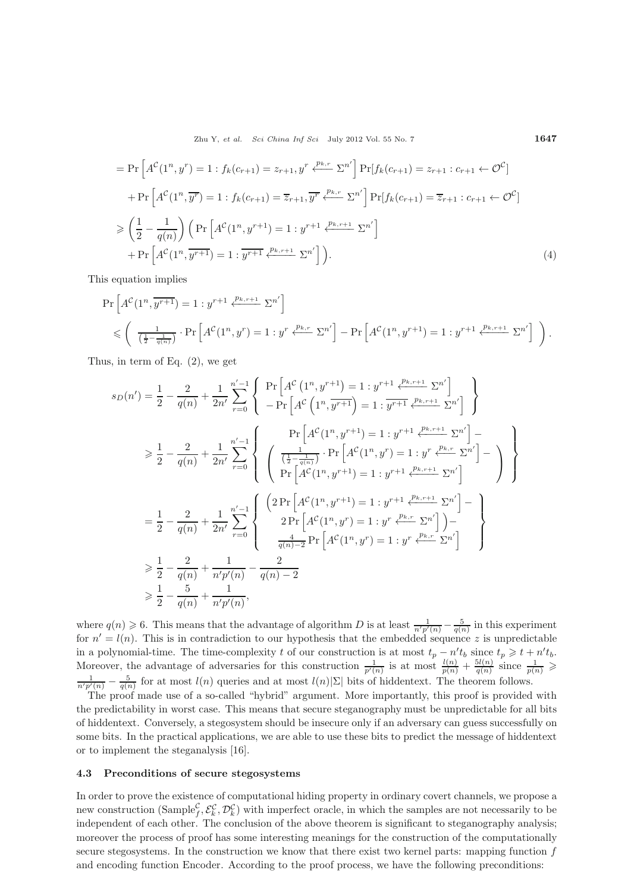$$
\begin{aligned}
&= \Pr\left[A^{\mathcal{C}}(1^n, y^r) = 1 : f_k(c_{r+1}) = z_{r+1}, y^r \xleftarrow{p_{k,r}} \Sigma^{n'}\right] \Pr[f_k(c_{r+1}) = z_{r+1} : c_{r+1} \leftarrow \mathcal{O}^{\mathcal{C}}] \\
&\quad + \Pr\left[A^{\mathcal{C}}(1^n, \overline{y^r}) = 1 : f_k(c_{r+1}) = \overline{z}_{r+1}, \overline{y^r} \xleftarrow{p_{k,r}} \Sigma^{n'}\right] \Pr[f_k(c_{r+1}) = \overline{z}_{r+1} : c_{r+1} \leftarrow \mathcal{O}^{\mathcal{C}}] \\
&\geqslant \left(\frac{1}{2} - \frac{1}{q(n)}\right) \Big( \Pr\left[A^{\mathcal{C}}(1^n, y^{r+1}) = 1 : y^{r+1} \xleftarrow{p_{k,r+1}} \Sigma^{n'}\right] \\
&\quad + \Pr\left[A^{\mathcal{C}}(1^n, \overline{y^{r+1}}) = 1 : \overline{y^{r+1}} \xleftarrow{p_{k,r+1}} \Sigma^{n'}\right] \Big).
\end{aligned} \tag{4}
$$

This equation implies

$$
\begin{aligned}
&\Pr\left[A^{\mathcal{C}}(1^n, \overline{y^{r+1}}) = 1 : y^{r+1} \xleftarrow{p_{k,r+1}} \Sigma^{n'}\right] \\
&\leqslant \left( \frac{1}{\left(\frac{1}{2} - \frac{1}{q(n)}\right)} \cdot \Pr\left[A^{\mathcal{C}}(1^n, y^r) = 1 : y^r \xleftarrow{p_{k,r}} \Sigma^{n'}\right] - \Pr\left[A^{\mathcal{C}}(1^n, y^{r+1}) = 1 : y^{r+1} \xleftarrow{p_{k,r+1}} \Sigma^{n'}\right] \right).
\end{aligned}
$$

Thus, in term of Eq. (2), we get

$$
\begin{aligned}
s_D(n') &= \frac{1}{2} - \frac{2}{q(n)} + \frac{1}{2n'} \sum_{r=0}^{n'-1} \left\{ \begin{array}{c} \Pr\left[A^{\mathcal{C}}\left(1^n, y^{r+1}\right) = 1 : y^{r+1} \xleftarrow{p_{k,r+1}} \Sigma^{n'}\right] \\ - \Pr\left[A^{\mathcal{C}}\left(1^n, \overline{y^{r+1}}\right) = 1 : \overline{y^{r+1}} \xleftarrow{p_{k,r+1}} \Sigma^{n'}\right] \end{array} \right\} \\
&\geqslant \frac{1}{2} - \frac{2}{q(n)} + \frac{1}{2n'} \sum_{r=0}^{n'-1} \left\{ \begin{array}{c} \Pr\left[A^{\mathcal{C}}(1^n, y^{r+1}) = 1 : y^{r+1} \xleftarrow{p_{k,r+1}} \Sigma^{n'}\right] - \\ \left( \begin{array}{c} \frac{1}{\left(\frac{1}{2} - \frac{1}{q(n)}\right)} \cdot \Pr\left[A^{\mathcal{C}}(1^n, y^r) = 1 : y^r \xleftarrow{p_{k,r}} \Sigma^{n'}\right] - \\ \Pr\left[A^{\mathcal{C}}(1^n, y^{r+1}) = 1 : y^{r+1} \xleftarrow{p_{k,r+1}} \Sigma^{n'}\right] \end{array} \right) \end{array} \right\} \\
&= \frac{1}{2} - \frac{2}{q(n)} + \frac{1}{2n'} \sum_{r=0}^{n'-1} \left\{ \begin{array}{c} \Big( 2\Pr\left[A^{\mathcal{C}}(1^n, y^{r+1}) = 1 : y^{r+1} \xleftarrow{p_{k,r+1}} \Sigma^{n'}\right] - \\ 2\Pr\left[A^{\mathcal{C}}(1^n, y^r) = 1 : y^r \xleftarrow{p_{k,r}} \Sigma^{n'}\right] \Big) - \\ \frac{4}{q(n)-2} \Pr\left[A^{\mathcal{C}}(1^n, y^r) = 1 : y^r \xleftarrow{p_{k,r}} \Sigma^{n'}\right] \end{array} \right\} \\
&\geqslant \frac{1}{2} - \frac{2}{q(n)} + \frac{1}{n'p'(n)} - \frac{2}{q(n)-2} \\
&\geqslant \frac{1}{2} - \frac{5}{q(n)} + \frac{1}{n'p'(n)},
\end{aligned}
$$

where $q(n) \geqslant 6$. This means that the advantage of algorithm $D$ is at least $\frac{1}{n'p'(n)} - \frac{5}{q(n)}$ in this experiment for $n' = l(n)$. This is in contradiction to our hypothesis that the embedded sequence $z$ is unpredictable in a polynomial-time. The time-complexity $t$ of our construction is at most $t_p - n't_b$ since $t_p \geqslant t + n't_b$. Moreover, the advantage of adversaries for this construction $\frac{1}{p'(n)}$ is at most $\frac{l(n)}{p(n)} + \frac{5l(n)}{q(n)}$ since $\frac{1}{p(n)} \geqslant \frac{1}{n'p'(n)} - \frac{5}{q(n)}$ for at most $l(n)$ queries and at most $l(n)|\Sigma|$ bits of hiddentext. The theorem follows.

The proof made use of a so-called "hybrid" argument. More importantly, this proof is provided with the predictability in worst case. This means that secure steganography must be unpredictable for all bits of hiddentext. Conversely, a stegosystem should be insecure only if an adversary can guess successfully on some bits. In the practical applications, we are able to use these bits to predict the message of hiddentext or to implement the steganalysis [16].

### 4.3 Preconditions of secure stegosystems

In order to prove the existence of computational hiding property in ordinary covert channels, we propose a new construction ($\mathrm{Sample}_f^{\mathcal{C}}, \mathcal{E}_k^{\mathcal{C}}, \mathcal{D}_k^{\mathcal{C}}$) with imperfect oracle, in which the samples are not necessarily to be independent of each other. The conclusion of the above theorem is significant to steganography analysis; moreover the process of proof has some interesting meanings for the construction of the computationally secure stegosystems. In the construction we know that there exist two kernel parts: mapping function $f$ and encoding function Encoder. According to the proof process, we have the following preconditions: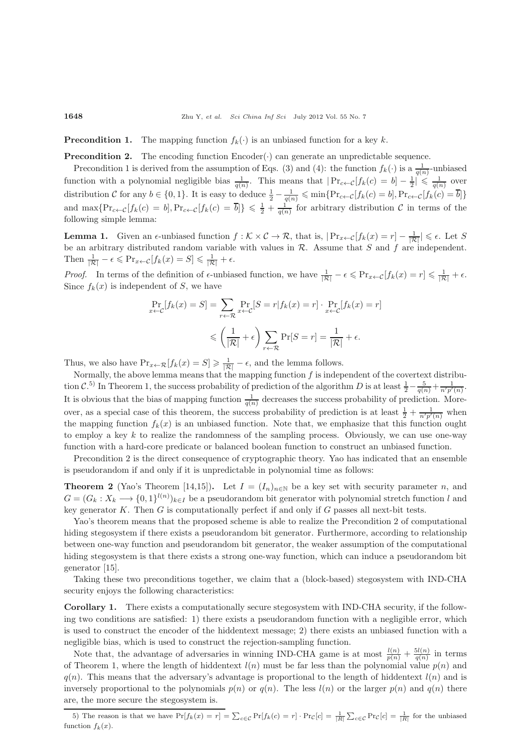**Precondition 1.** The mapping function $f_k(\cdot)$ is an unbiased function for a key $k$.

**Precondition 2.** The encoding function Encoder$(\cdot)$ can generate an unpredictable sequence.

Precondition 1 is derived from the assumption of Eqs. (3) and (4): the function $f_k(\cdot)$ is a $\frac{1}{q(n)}$-unbiased function with a polynomial negligible bias $\frac{1}{q(n)}$. This means that $|\Pr_{c\leftarrow\mathcal{C}}[f_k(c)=b]-\frac{1}{2}|\leqslant\frac{1}{q(n)}$ over distribution $\mathcal{C}$ for any $b\in\{0,1\}$. It is easy to deduce $\frac{1}{2}-\frac{1}{q(n)}\leqslant\min\{\Pr_{c\leftarrow\mathcal{C}}[f_k(c)=b],\Pr_{c\leftarrow\mathcal{C}}[f_k(c)=\overline{b}]\}$ and $\max\{\Pr_{c\leftarrow\mathcal{C}}[f_k(c)=b],\Pr_{c\leftarrow\mathcal{C}}[f_k(c)=\overline{b}]\}\leqslant\frac{1}{2}+\frac{1}{q(n)}$ for arbitrary distribution $\mathcal{C}$ in terms of the following simple lemma:

**Lemma 1.** Given an $\epsilon$-unbiased function $f:\mathcal{K}\times\mathcal{C}\to\mathcal{R}$, that is, $|\Pr_{x\leftarrow\mathcal{C}}[f_k(x)=r]-\frac{1}{|\mathcal{R}|}|\leqslant\epsilon$. Let $S$ be an arbitrary distributed random variable with values in $\mathcal{R}$. Assume that $S$ and $f$ are independent. Then $\frac{1}{|\mathcal{R}|}-\epsilon\leqslant\Pr_{x\leftarrow\mathcal{C}}[f_k(x)=S]\leqslant\frac{1}{|\mathcal{R}|}+\epsilon$.

*Proof.* In terms of the definition of $\epsilon$-unbiased function, we have $\frac{1}{|\mathcal{R}|}-\epsilon\leqslant\Pr_{x\leftarrow\mathcal{C}}[f_k(x)=r]\leqslant\frac{1}{|\mathcal{R}|}+\epsilon$. Since $f_k(x)$ is independent of $S$, we have

$$\Pr_{x\leftarrow\mathcal{C}}[f_k(x)=S]=\sum_{r\leftarrow\mathcal{R}}\Pr_{x\leftarrow\mathcal{C}}[S=r|f_k(x)=r]\cdot\Pr_{x\leftarrow\mathcal{C}}[f_k(x)=r]$$

$$\leqslant\left(\frac{1}{|\mathcal{R}|}+\epsilon\right)\sum_{r\leftarrow\mathcal{R}}\Pr[S=r]=\frac{1}{|\mathcal{R}|}+\epsilon.$$

Thus, we also have $\Pr_{x\leftarrow\mathcal{R}}[f_k(x)=S]\geqslant\frac{1}{|\mathcal{R}|}-\epsilon$, and the lemma follows.

Normally, the above lemma means that the mapping function $f$ is independent of the covertext distribution $\mathcal{C}$.[5] In Theorem 1, the success probability of prediction of the algorithm $D$ is at least $\frac{1}{2}-\frac{5}{q(n)}+\frac{1}{n'p'(n)}$. It is obvious that the bias of mapping function $\frac{1}{q(n)}$ decreases the success probability of prediction. Moreover, as a special case of this theorem, the success probability of prediction is at least $\frac{1}{2}+\frac{1}{n'p'(n)}$ when the mapping function $f_k(x)$ is an unbiased function. Note that, we emphasize that this function ought to employ a key $k$ to realize the randomness of the sampling process. Obviously, we can use one-way function with a hard-core predicate or balanced boolean function to construct an unbiased function.

Precondition 2 is the direct consequence of cryptographic theory. Yao has indicated that an ensemble is pseudorandom if and only if it is unpredictable in polynomial time as follows:

**Theorem 2** (Yao's Theorem [14,15])**.** Let $I=(I_n)_{n\in\mathbb{N}}$ be a key set with security parameter $n$, and $G=(G_k:X_k\longrightarrow\{0,1\}^{l(n)})_{k\in I}$ be a pseudorandom bit generator with polynomial stretch function $l$ and key generator $K$. Then $G$ is computationally perfect if and only if $G$ passes all next-bit tests.

Yao's theorem means that the proposed scheme is able to realize the Precondition 2 of computational hiding stegosystem if there exists a pseudorandom bit generator. Furthermore, according to relationship between one-way function and pseudorandom bit generator, the weaker assumption of the computational hiding stegosystem is that there exists a strong one-way function, which can induce a pseudorandom bit generator [15].

Taking these two preconditions together, we claim that a (block-based) stegosystem with IND-CHA security enjoys the following characteristics:

**Corollary 1.** There exists a computationally secure stegosystem with IND-CHA security, if the following two conditions are satisfied: 1) there exists a pseudorandom function with a negligible error, which is used to construct the encoder of the hiddentext message; 2) there exists an unbiased function with a negligible bias, which is used to construct the rejection-sampling function.

Note that, the advantage of adversaries in winning IND-CHA game is at most $\frac{l(n)}{p(n)}+\frac{5l(n)}{q(n)}$ in terms of Theorem 1, where the length of hiddentext $l(n)$ must be far less than the polynomial value $p(n)$ and $q(n)$. This means that the adversary's advantage is proportional to the length of hiddentext $l(n)$ and is inversely proportional to the polynomials $p(n)$ or $q(n)$. The less $l(n)$ or the larger $p(n)$ and $q(n)$ there are, the more secure the stegosystem is.

5) The reason is that we have $\Pr[f_k(x)=r]=\sum_{c\in\mathcal{C}}\Pr[f_k(c)=r]\cdot\Pr_{\mathcal{C}}[c]=\frac{1}{|R|}\sum_{c\in\mathcal{C}}\Pr_{\mathcal{C}}[c]=\frac{1}{|R|}$ for the unbiased function $f_k(x)$.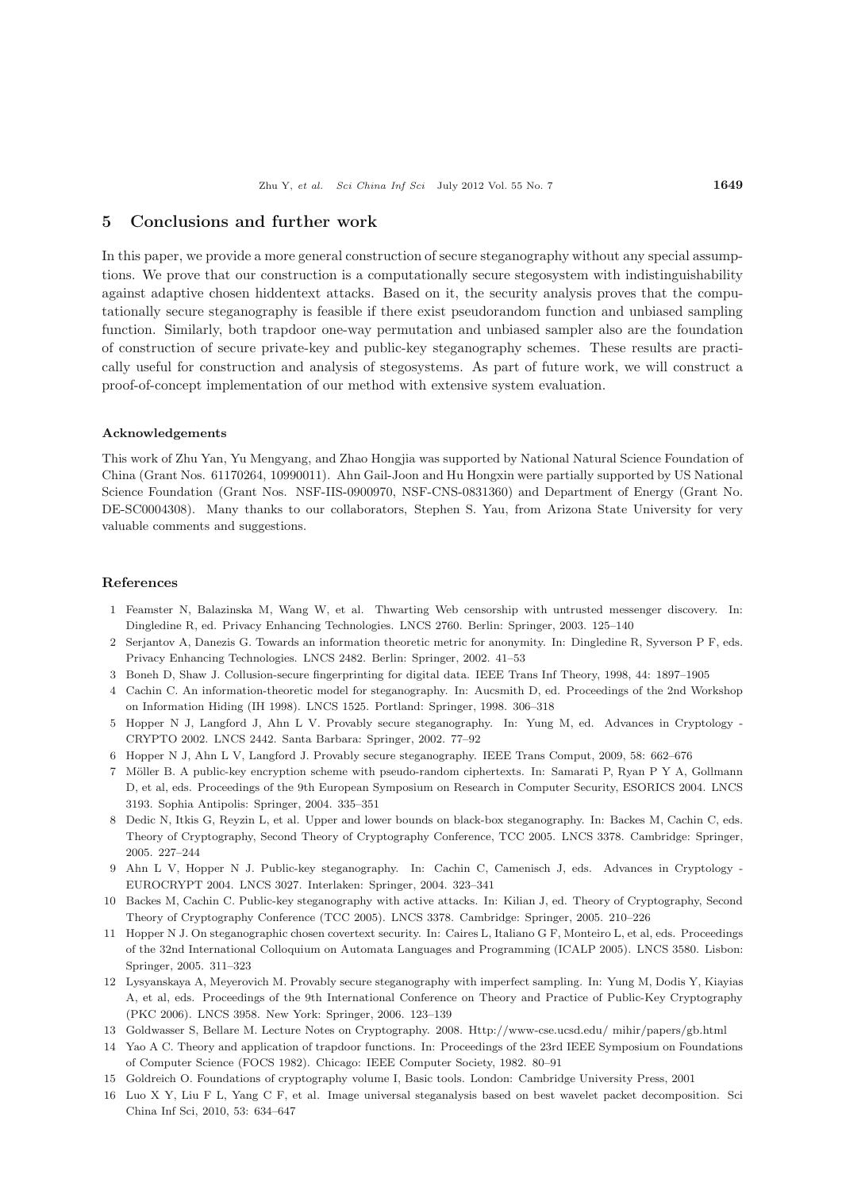## 5 Conclusions and further work

In this paper, we provide a more general construction of secure steganography without any special assumptions. We prove that our construction is a computationally secure stegosystem with indistinguishability against adaptive chosen hiddentext attacks. Based on it, the security analysis proves that the computationally secure steganography is feasible if there exist pseudorandom function and unbiased sampling function. Similarly, both trapdoor one-way permutation and unbiased sampler also are the foundation of construction of secure private-key and public-key steganography schemes. These results are practically useful for construction and analysis of stegosystems. As part of future work, we will construct a proof-of-concept implementation of our method with extensive system evaluation.

### Acknowledgements

This work of Zhu Yan, Yu Mengyang, and Zhao Hongjia was supported by National Natural Science Foundation of China (Grant Nos. 61170264, 10990011). Ahn Gail-Joon and Hu Hongxin were partially supported by US National Science Foundation (Grant Nos. NSF-IIS-0900970, NSF-CNS-0831360) and Department of Energy (Grant No. DE-SC0004308). Many thanks to our collaborators, Stephen S. Yau, from Arizona State University for very valuable comments and suggestions.

### References

1 Feamster N, Balazinska M, Wang W, et al. Thwarting Web censorship with untrusted messenger discovery. In: Dingledine R, ed. Privacy Enhancing Technologies. LNCS 2760. Berlin: Springer, 2003. 125–140

2 Serjantov A, Danezis G. Towards an information theoretic metric for anonymity. In: Dingledine R, Syverson P F, eds. Privacy Enhancing Technologies. LNCS 2482. Berlin: Springer, 2002. 41–53

3 Boneh D, Shaw J. Collusion-secure fingerprinting for digital data. IEEE Trans Inf Theory, 1998, 44: 1897–1905

4 Cachin C. An information-theoretic model for steganography. In: Aucsmith D, ed. Proceedings of the 2nd Workshop on Information Hiding (IH 1998). LNCS 1525. Portland: Springer, 1998. 306–318

5 Hopper N J, Langford J, Ahn L V. Provably secure steganography. In: Yung M, ed. Advances in Cryptology - CRYPTO 2002. LNCS 2442. Santa Barbara: Springer, 2002. 77–92

6 Hopper N J, Ahn L V, Langford J. Provably secure steganography. IEEE Trans Comput, 2009, 58: 662–676

7 Möller B. A public-key encryption scheme with pseudo-random ciphertexts. In: Samarati P, Ryan P Y A, Gollmann D, et al, eds. Proceedings of the 9th European Symposium on Research in Computer Security, ESORICS 2004. LNCS 3193. Sophia Antipolis: Springer, 2004. 335–351

8 Dedic N, Itkis G, Reyzin L, et al. Upper and lower bounds on black-box steganography. In: Backes M, Cachin C, eds. Theory of Cryptography, Second Theory of Cryptography Conference, TCC 2005. LNCS 3378. Cambridge: Springer, 2005. 227–244

9 Ahn L V, Hopper N J. Public-key steganography. In: Cachin C, Camenisch J, eds. Advances in Cryptology - EUROCRYPT 2004. LNCS 3027. Interlaken: Springer, 2004. 323–341

10 Backes M, Cachin C. Public-key steganography with active attacks. In: Kilian J, ed. Theory of Cryptography, Second Theory of Cryptography Conference (TCC 2005). LNCS 3378. Cambridge: Springer, 2005. 210–226

11 Hopper N J. On steganographic chosen covertext security. In: Caires L, Italiano G F, Monteiro L, et al, eds. Proceedings of the 32nd International Colloquium on Automata Languages and Programming (ICALP 2005). LNCS 3580. Lisbon: Springer, 2005. 311–323

12 Lysyanskaya A, Meyerovich M. Provably secure steganography with imperfect sampling. In: Yung M, Dodis Y, Kiayias A, et al, eds. Proceedings of the 9th International Conference on Theory and Practice of Public-Key Cryptography (PKC 2006). LNCS 3958. New York: Springer, 2006. 123–139

13 Goldwasser S, Bellare M. Lecture Notes on Cryptography. 2008. Http://www-cse.ucsd.edu/ mihir/papers/gb.html

14 Yao A C. Theory and application of trapdoor functions. In: Proceedings of the 23rd IEEE Symposium on Foundations of Computer Science (FOCS 1982). Chicago: IEEE Computer Society, 1982. 80–91

15 Goldreich O. Foundations of cryptography volume I, Basic tools. London: Cambridge University Press, 2001

16 Luo X Y, Liu F L, Yang C F, et al. Image universal steganalysis based on best wavelet packet decomposition. Sci China Inf Sci, 2010, 53: 634–647